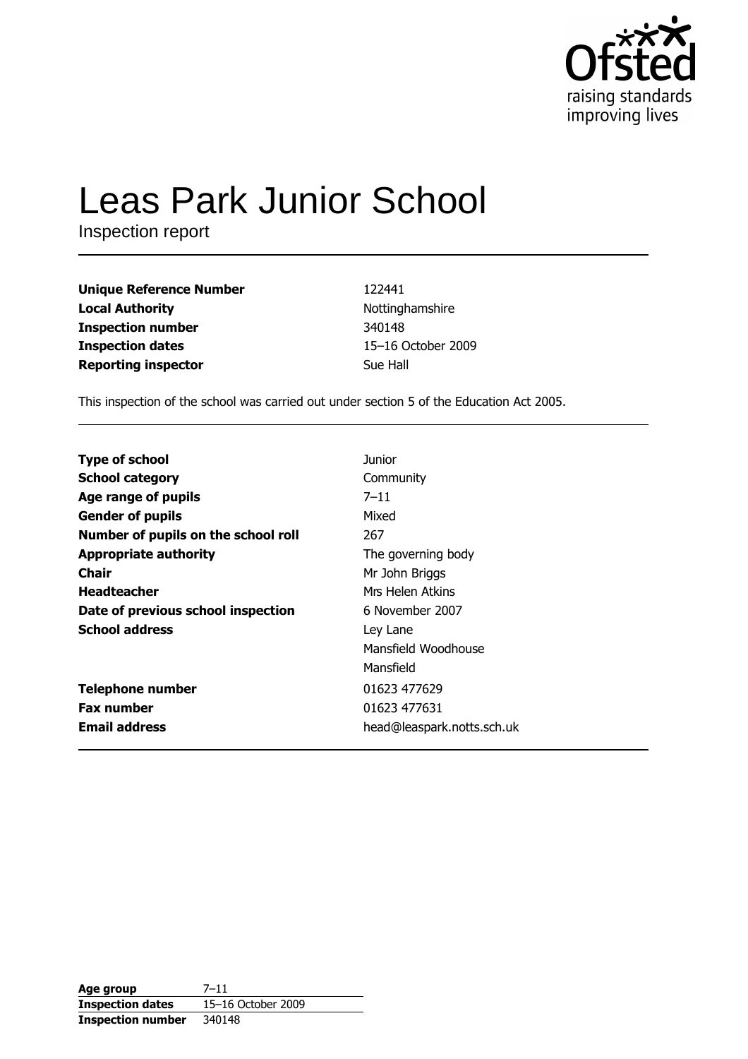Ofsted
raising standards
improving lives

# Leas Park Junior School

Inspection report

| | |
|---|---|
| **Unique Reference Number** | 122441 |
| **Local Authority** | Nottinghamshire |
| **Inspection number** | 340148 |
| **Inspection dates** | 15–16 October 2009 |
| **Reporting inspector** | Sue Hall |

This inspection of the school was carried out under section 5 of the Education Act 2005.

| | |
|---|---|
| **Type of school** | Junior |
| **School category** | Community |
| **Age range of pupils** | 7–11 |
| **Gender of pupils** | Mixed |
| **Number of pupils on the school roll** | 267 |
| **Appropriate authority** | The governing body |
| **Chair** | Mr John Briggs |
| **Headteacher** | Mrs Helen Atkins |
| **Date of previous school inspection** | 6 November 2007 |
| **School address** | Ley Lane<br>Mansfield Woodhouse<br>Mansfield |
| **Telephone number** | 01623 477629 |
| **Fax number** | 01623 477631 |
| **Email address** | head@leaspark.notts.sch.uk |

| | |
|---|---|
| **Age group** | 7–11 |
| **Inspection dates** | 15–16 October 2009 |
| **Inspection number** | 340148 |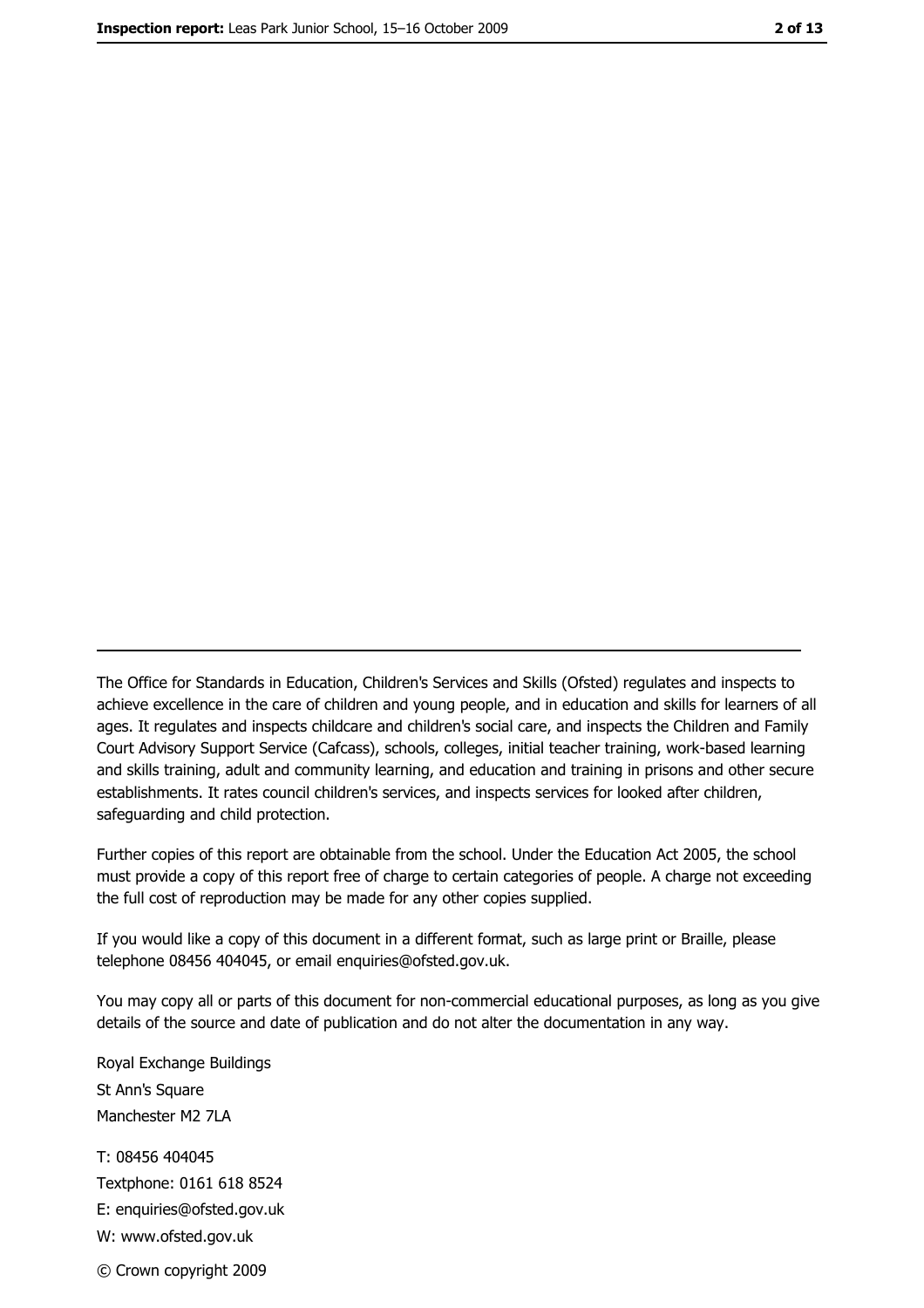The Office for Standards in Education, Children's Services and Skills (Ofsted) regulates and inspects to achieve excellence in the care of children and young people, and in education and skills for learners of all ages. It regulates and inspects childcare and children's social care, and inspects the Children and Family Court Advisory Support Service (Cafcass), schools, colleges, initial teacher training, work-based learning and skills training, adult and community learning, and education and training in prisons and other secure establishments. It rates council children's services, and inspects services for looked after children, safeguarding and child protection.

Further copies of this report are obtainable from the school. Under the Education Act 2005, the school must provide a copy of this report free of charge to certain categories of people. A charge not exceeding the full cost of reproduction may be made for any other copies supplied.

If you would like a copy of this document in a different format, such as large print or Braille, please telephone 08456 404045, or email enquiries@ofsted.gov.uk.

You may copy all or parts of this document for non-commercial educational purposes, as long as you give details of the source and date of publication and do not alter the documentation in any way.

Royal Exchange Buildings
St Ann's Square
Manchester M2 7LA

T: 08456 404045
Textphone: 0161 618 8524
E: enquiries@ofsted.gov.uk
W: www.ofsted.gov.uk

© Crown copyright 2009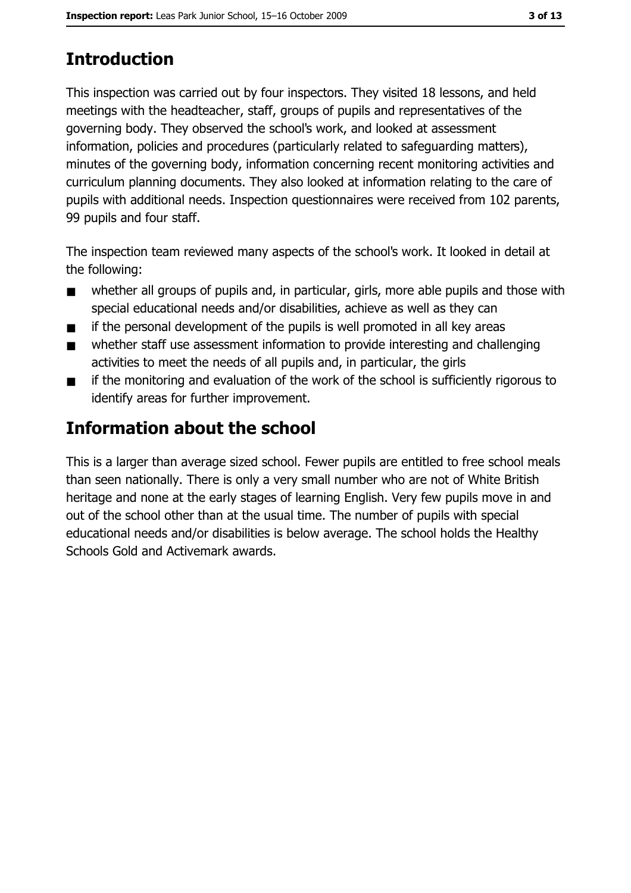## Introduction

This inspection was carried out by four inspectors. They visited 18 lessons, and held meetings with the headteacher, staff, groups of pupils and representatives of the governing body. They observed the school's work, and looked at assessment information, policies and procedures (particularly related to safeguarding matters), minutes of the governing body, information concerning recent monitoring activities and curriculum planning documents. They also looked at information relating to the care of pupils with additional needs. Inspection questionnaires were received from 102 parents, 99 pupils and four staff.

The inspection team reviewed many aspects of the school's work. It looked in detail at the following:

- whether all groups of pupils and, in particular, girls, more able pupils and those with special educational needs and/or disabilities, achieve as well as they can
- if the personal development of the pupils is well promoted in all key areas
- whether staff use assessment information to provide interesting and challenging activities to meet the needs of all pupils and, in particular, the girls
- if the monitoring and evaluation of the work of the school is sufficiently rigorous to identify areas for further improvement.

## Information about the school

This is a larger than average sized school. Fewer pupils are entitled to free school meals than seen nationally. There is only a very small number who are not of White British heritage and none at the early stages of learning English. Very few pupils move in and out of the school other than at the usual time. The number of pupils with special educational needs and/or disabilities is below average. The school holds the Healthy Schools Gold and Activemark awards.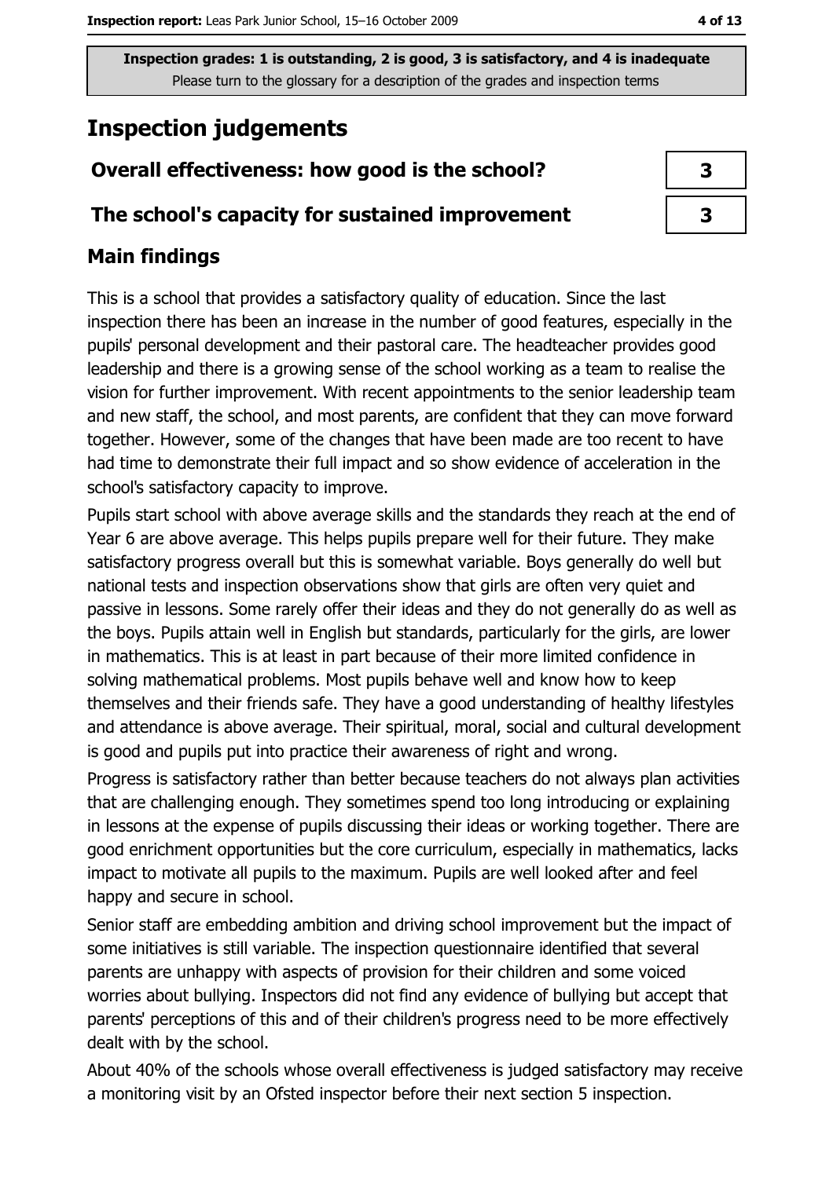Inspection grades: 1 is outstanding, 2 is good, 3 is satisfactory, and 4 is inadequate
Please turn to the glossary for a description of the grades and inspection terms

# Inspection judgements

| | |
|---|---|
| **Overall effectiveness: how good is the school?** | **3** |
| **The school's capacity for sustained improvement** | **3** |

## Main findings

This is a school that provides a satisfactory quality of education. Since the last inspection there has been an increase in the number of good features, especially in the pupils' personal development and their pastoral care. The headteacher provides good leadership and there is a growing sense of the school working as a team to realise the vision for further improvement. With recent appointments to the senior leadership team and new staff, the school, and most parents, are confident that they can move forward together. However, some of the changes that have been made are too recent to have had time to demonstrate their full impact and so show evidence of acceleration in the school's satisfactory capacity to improve.

Pupils start school with above average skills and the standards they reach at the end of Year 6 are above average. This helps pupils prepare well for their future. They make satisfactory progress overall but this is somewhat variable. Boys generally do well but national tests and inspection observations show that girls are often very quiet and passive in lessons. Some rarely offer their ideas and they do not generally do as well as the boys. Pupils attain well in English but standards, particularly for the girls, are lower in mathematics. This is at least in part because of their more limited confidence in solving mathematical problems. Most pupils behave well and know how to keep themselves and their friends safe. They have a good understanding of healthy lifestyles and attendance is above average. Their spiritual, moral, social and cultural development is good and pupils put into practice their awareness of right and wrong.

Progress is satisfactory rather than better because teachers do not always plan activities that are challenging enough. They sometimes spend too long introducing or explaining in lessons at the expense of pupils discussing their ideas or working together. There are good enrichment opportunities but the core curriculum, especially in mathematics, lacks impact to motivate all pupils to the maximum. Pupils are well looked after and feel happy and secure in school.

Senior staff are embedding ambition and driving school improvement but the impact of some initiatives is still variable. The inspection questionnaire identified that several parents are unhappy with aspects of provision for their children and some voiced worries about bullying. Inspectors did not find any evidence of bullying but accept that parents' perceptions of this and of their children's progress need to be more effectively dealt with by the school.

About 40% of the schools whose overall effectiveness is judged satisfactory may receive a monitoring visit by an Ofsted inspector before their next section 5 inspection.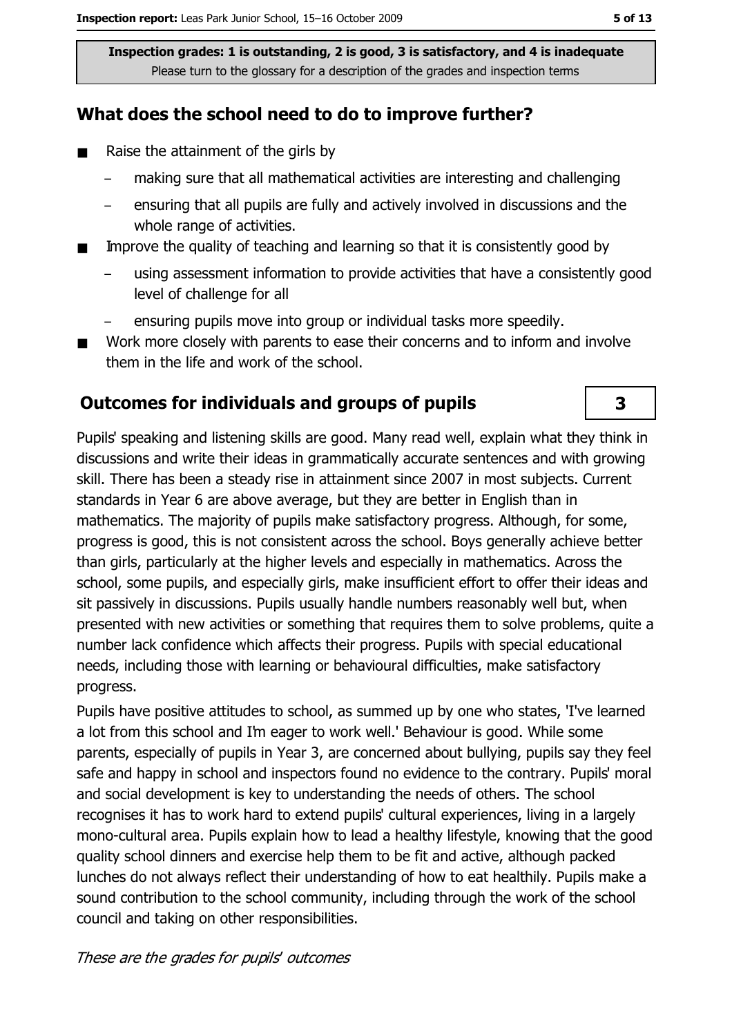Inspection grades: 1 is outstanding, 2 is good, 3 is satisfactory, and 4 is inadequate
Please turn to the glossary for a description of the grades and inspection terms

## What does the school need to do to improve further?

- Raise the attainment of the girls by
  - making sure that all mathematical activities are interesting and challenging
  - ensuring that all pupils are fully and actively involved in discussions and the whole range of activities.
- Improve the quality of teaching and learning so that it is consistently good by
  - using assessment information to provide activities that have a consistently good level of challenge for all
  - ensuring pupils move into group or individual tasks more speedily.
- Work more closely with parents to ease their concerns and to inform and involve them in the life and work of the school.

## Outcomes for individuals and groups of pupils — 3

Pupils' speaking and listening skills are good. Many read well, explain what they think in discussions and write their ideas in grammatically accurate sentences and with growing skill. There has been a steady rise in attainment since 2007 in most subjects. Current standards in Year 6 are above average, but they are better in English than in mathematics. The majority of pupils make satisfactory progress. Although, for some, progress is good, this is not consistent across the school. Boys generally achieve better than girls, particularly at the higher levels and especially in mathematics. Across the school, some pupils, and especially girls, make insufficient effort to offer their ideas and sit passively in discussions. Pupils usually handle numbers reasonably well but, when presented with new activities or something that requires them to solve problems, quite a number lack confidence which affects their progress. Pupils with special educational needs, including those with learning or behavioural difficulties, make satisfactory progress.

Pupils have positive attitudes to school, as summed up by one who states, 'I've learned a lot from this school and I'm eager to work well.' Behaviour is good. While some parents, especially of pupils in Year 3, are concerned about bullying, pupils say they feel safe and happy in school and inspectors found no evidence to the contrary. Pupils' moral and social development is key to understanding the needs of others. The school recognises it has to work hard to extend pupils' cultural experiences, living in a largely mono-cultural area. Pupils explain how to lead a healthy lifestyle, knowing that the good quality school dinners and exercise help them to be fit and active, although packed lunches do not always reflect their understanding of how to eat healthily. Pupils make a sound contribution to the school community, including through the work of the school council and taking on other responsibilities.

*These are the grades for pupils' outcomes*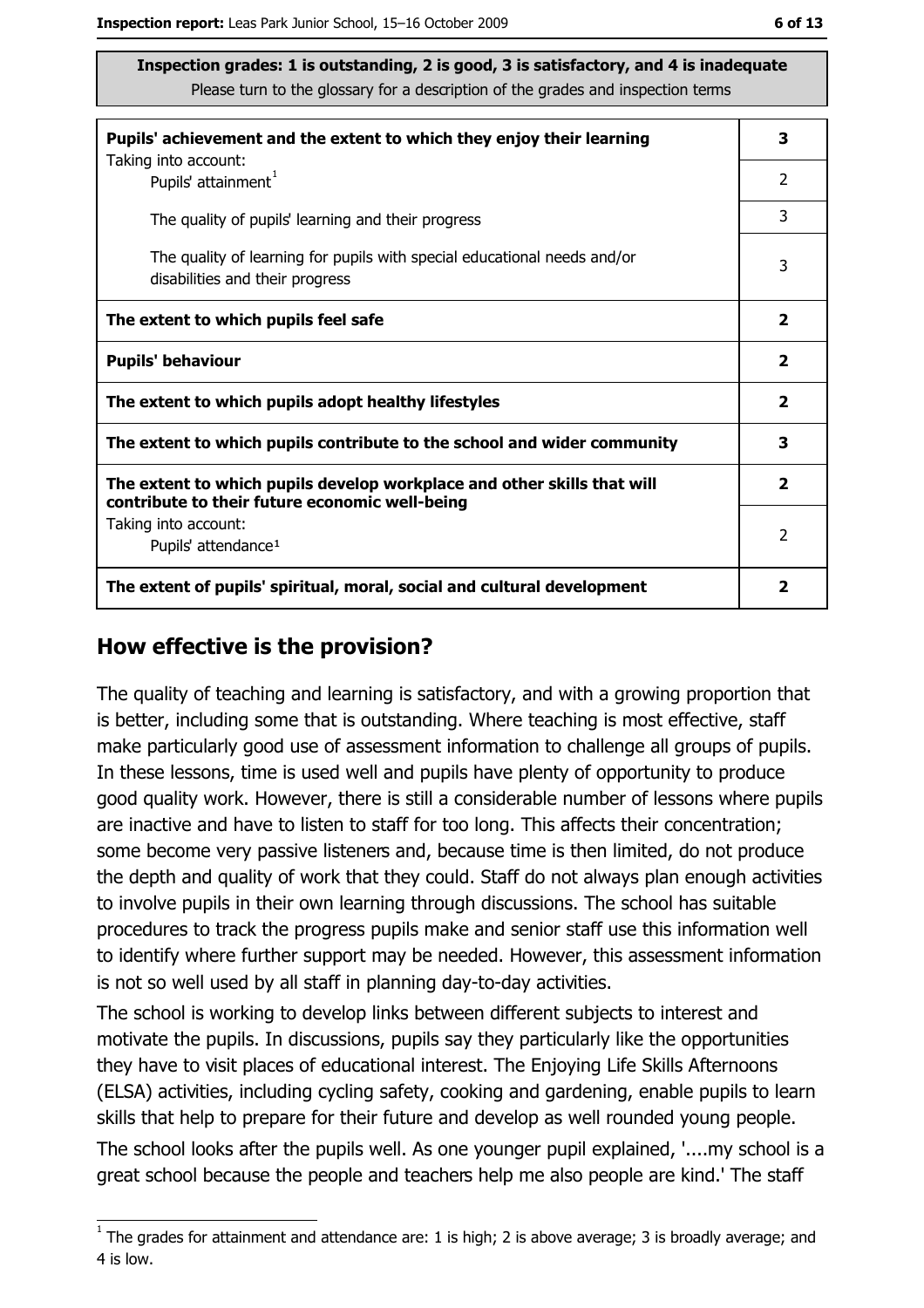**Inspection grades: 1 is outstanding, 2 is good, 3 is satisfactory, and 4 is inadequate**
Please turn to the glossary for a description of the grades and inspection terms

| | |
|---|---|
| **Pupils' achievement and the extent to which they enjoy their learning** | **3** |
| Taking into account: Pupils' attainment[1] | 2 |
| The quality of pupils' learning and their progress | 3 |
| The quality of learning for pupils with special educational needs and/or disabilities and their progress | 3 |
| **The extent to which pupils feel safe** | **2** |
| **Pupils' behaviour** | **2** |
| **The extent to which pupils adopt healthy lifestyles** | **2** |
| **The extent to which pupils contribute to the school and wider community** | **3** |
| **The extent to which pupils develop workplace and other skills that will contribute to their future economic well-being** | **2** |
| Taking into account: Pupils' attendance[1] | 2 |
| **The extent of pupils' spiritual, moral, social and cultural development** | **2** |

## How effective is the provision?

The quality of teaching and learning is satisfactory, and with a growing proportion that is better, including some that is outstanding. Where teaching is most effective, staff make particularly good use of assessment information to challenge all groups of pupils. In these lessons, time is used well and pupils have plenty of opportunity to produce good quality work. However, there is still a considerable number of lessons where pupils are inactive and have to listen to staff for too long. This affects their concentration; some become very passive listeners and, because time is then limited, do not produce the depth and quality of work that they could. Staff do not always plan enough activities to involve pupils in their own learning through discussions. The school has suitable procedures to track the progress pupils make and senior staff use this information well to identify where further support may be needed. However, this assessment information is not so well used by all staff in planning day-to-day activities.

The school is working to develop links between different subjects to interest and motivate the pupils. In discussions, pupils say they particularly like the opportunities they have to visit places of educational interest. The Enjoying Life Skills Afternoons (ELSA) activities, including cycling safety, cooking and gardening, enable pupils to learn skills that help to prepare for their future and develop as well rounded young people.

The school looks after the pupils well. As one younger pupil explained, '....my school is a great school because the people and teachers help me also people are kind.' The staff

[1] The grades for attainment and attendance are: 1 is high; 2 is above average; 3 is broadly average; and 4 is low.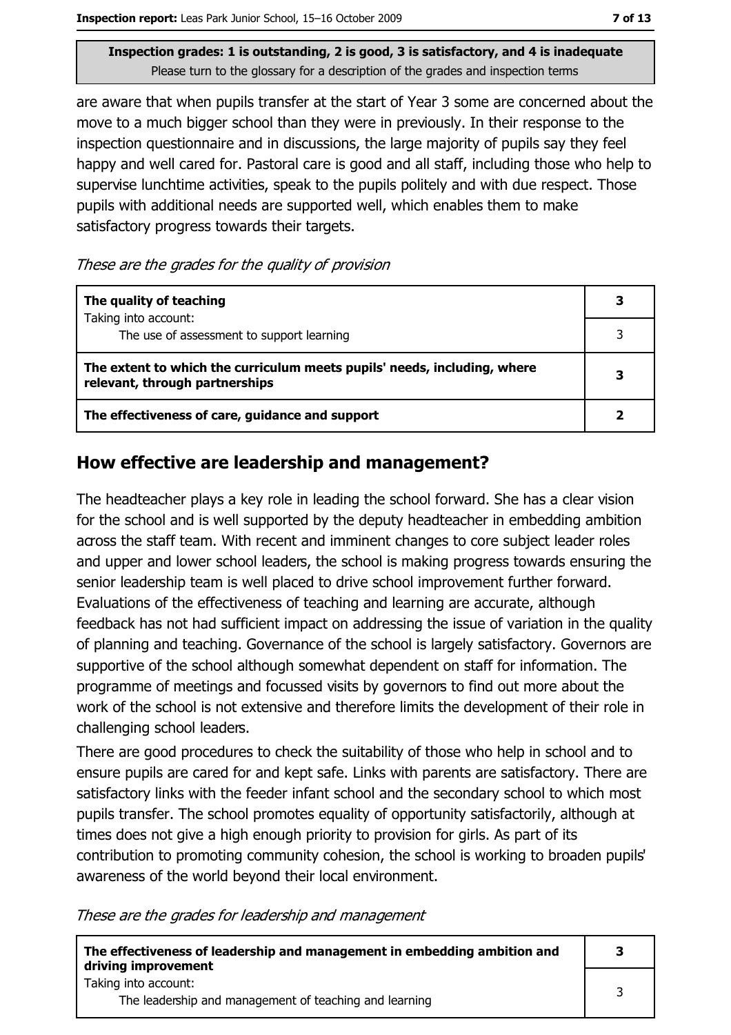**Inspection grades: 1 is outstanding, 2 is good, 3 is satisfactory, and 4 is inadequate**
Please turn to the glossary for a description of the grades and inspection terms

are aware that when pupils transfer at the start of Year 3 some are concerned about the move to a much bigger school than they were in previously. In their response to the inspection questionnaire and in discussions, the large majority of pupils say they feel happy and well cared for. Pastoral care is good and all staff, including those who help to supervise lunchtime activities, speak to the pupils politely and with due respect. Those pupils with additional needs are supported well, which enables them to make satisfactory progress towards their targets.

*These are the grades for the quality of provision*

| | |
|---|---|
| **The quality of teaching** | **3** |
| Taking into account: The use of assessment to support learning | 3 |
| **The extent to which the curriculum meets pupils' needs, including, where relevant, through partnerships** | **3** |
| **The effectiveness of care, guidance and support** | **2** |

## How effective are leadership and management?

The headteacher plays a key role in leading the school forward. She has a clear vision for the school and is well supported by the deputy headteacher in embedding ambition across the staff team. With recent and imminent changes to core subject leader roles and upper and lower school leaders, the school is making progress towards ensuring the senior leadership team is well placed to drive school improvement further forward. Evaluations of the effectiveness of teaching and learning are accurate, although feedback has not had sufficient impact on addressing the issue of variation in the quality of planning and teaching. Governance of the school is largely satisfactory. Governors are supportive of the school although somewhat dependent on staff for information. The programme of meetings and focussed visits by governors to find out more about the work of the school is not extensive and therefore limits the development of their role in challenging school leaders.

There are good procedures to check the suitability of those who help in school and to ensure pupils are cared for and kept safe. Links with parents are satisfactory. There are satisfactory links with the feeder infant school and the secondary school to which most pupils transfer. The school promotes equality of opportunity satisfactorily, although at times does not give a high enough priority to provision for girls. As part of its contribution to promoting community cohesion, the school is working to broaden pupils' awareness of the world beyond their local environment.

*These are the grades for leadership and management*

| | |
|---|---|
| **The effectiveness of leadership and management in embedding ambition and driving improvement** | **3** |
| Taking into account: The leadership and management of teaching and learning | 3 |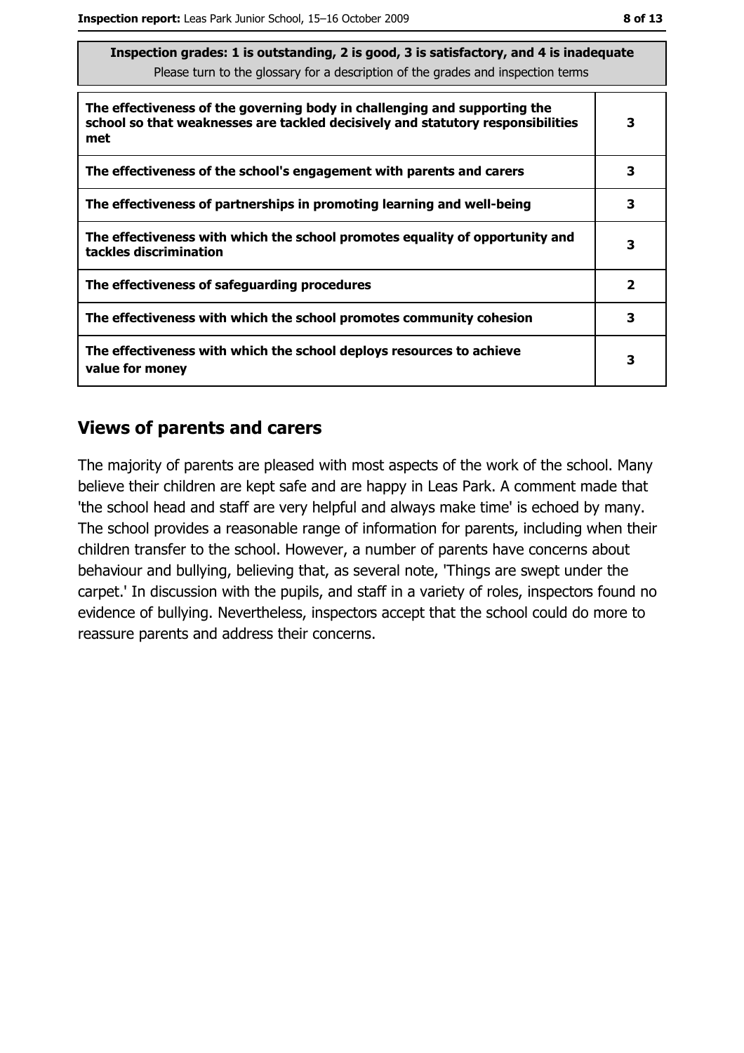| Inspection grades: 1 is outstanding, 2 is good, 3 is satisfactory, and 4 is inadequate<br>Please turn to the glossary for a description of the grades and inspection terms | |
|---|---|
| **The effectiveness of the governing body in challenging and supporting the school so that weaknesses are tackled decisively and statutory responsibilities met** | 3 |
| **The effectiveness of the school's engagement with parents and carers** | 3 |
| **The effectiveness of partnerships in promoting learning and well-being** | 3 |
| **The effectiveness with which the school promotes equality of opportunity and tackles discrimination** | 3 |
| **The effectiveness of safeguarding procedures** | 2 |
| **The effectiveness with which the school promotes community cohesion** | 3 |
| **The effectiveness with which the school deploys resources to achieve value for money** | 3 |

## Views of parents and carers

The majority of parents are pleased with most aspects of the work of the school. Many believe their children are kept safe and are happy in Leas Park. A comment made that 'the school head and staff are very helpful and always make time' is echoed by many. The school provides a reasonable range of information for parents, including when their children transfer to the school. However, a number of parents have concerns about behaviour and bullying, believing that, as several note, 'Things are swept under the carpet.' In discussion with the pupils, and staff in a variety of roles, inspectors found no evidence of bullying. Nevertheless, inspectors accept that the school could do more to reassure parents and address their concerns.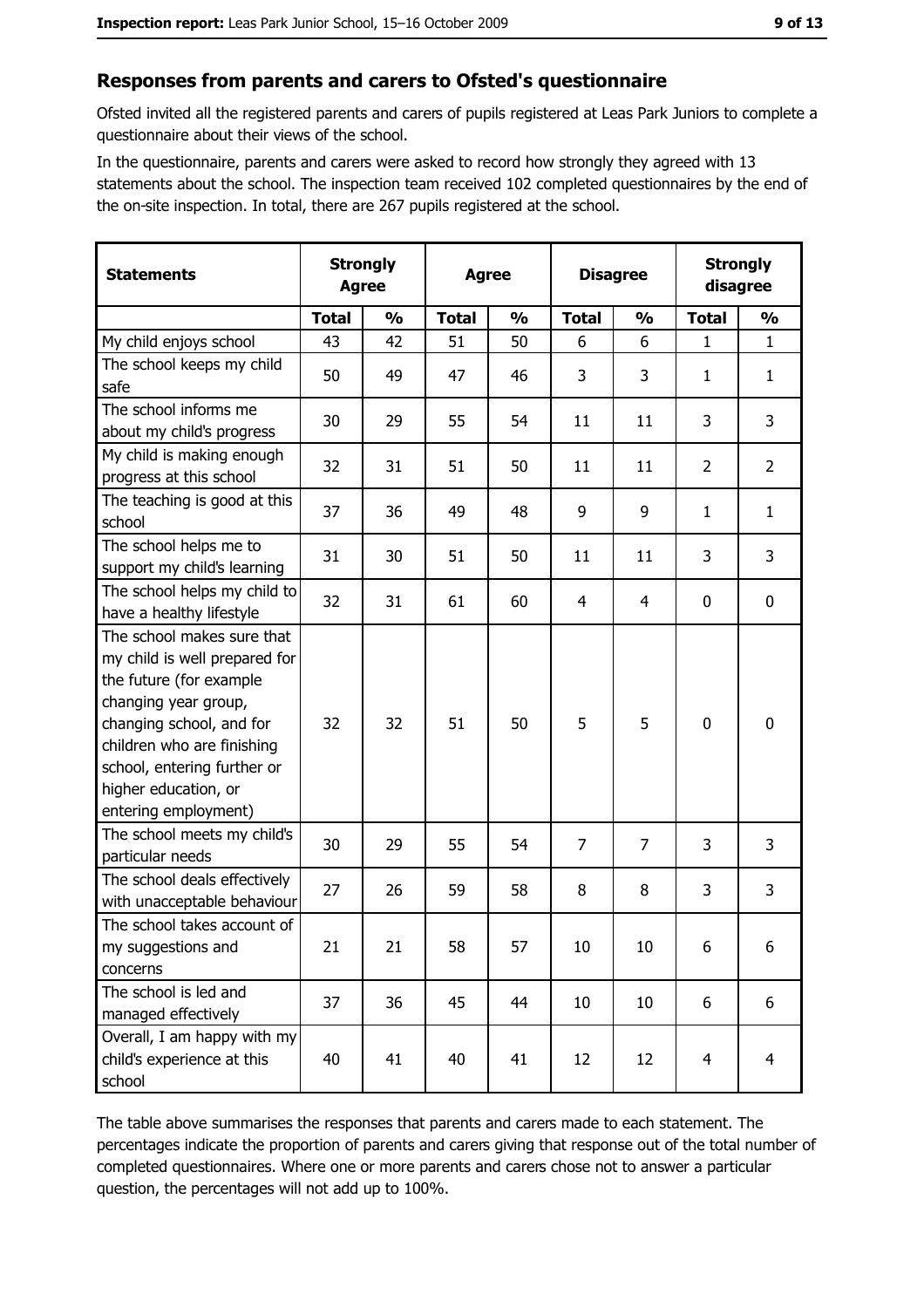## Responses from parents and carers to Ofsted's questionnaire

Ofsted invited all the registered parents and carers of pupils registered at Leas Park Juniors to complete a questionnaire about their views of the school.

In the questionnaire, parents and carers were asked to record how strongly they agreed with 13 statements about the school. The inspection team received 102 completed questionnaires by the end of the on-site inspection. In total, there are 267 pupils registered at the school.

| Statements | Strongly Agree | | Agree | | Disagree | | Strongly disagree | |
|---|---|---|---|---|---|---|---|---|
| | Total | % | Total | % | Total | % | Total | % |
| My child enjoys school | 43 | 42 | 51 | 50 | 6 | 6 | 1 | 1 |
| The school keeps my child safe | 50 | 49 | 47 | 46 | 3 | 3 | 1 | 1 |
| The school informs me about my child's progress | 30 | 29 | 55 | 54 | 11 | 11 | 3 | 3 |
| My child is making enough progress at this school | 32 | 31 | 51 | 50 | 11 | 11 | 2 | 2 |
| The teaching is good at this school | 37 | 36 | 49 | 48 | 9 | 9 | 1 | 1 |
| The school helps me to support my child's learning | 31 | 30 | 51 | 50 | 11 | 11 | 3 | 3 |
| The school helps my child to have a healthy lifestyle | 32 | 31 | 61 | 60 | 4 | 4 | 0 | 0 |
| The school makes sure that my child is well prepared for the future (for example changing year group, changing school, and for children who are finishing school, entering further or higher education, or entering employment) | 32 | 32 | 51 | 50 | 5 | 5 | 0 | 0 |
| The school meets my child's particular needs | 30 | 29 | 55 | 54 | 7 | 7 | 3 | 3 |
| The school deals effectively with unacceptable behaviour | 27 | 26 | 59 | 58 | 8 | 8 | 3 | 3 |
| The school takes account of my suggestions and concerns | 21 | 21 | 58 | 57 | 10 | 10 | 6 | 6 |
| The school is led and managed effectively | 37 | 36 | 45 | 44 | 10 | 10 | 6 | 6 |
| Overall, I am happy with my child's experience at this school | 40 | 41 | 40 | 41 | 12 | 12 | 4 | 4 |

The table above summarises the responses that parents and carers made to each statement. The percentages indicate the proportion of parents and carers giving that response out of the total number of completed questionnaires. Where one or more parents and carers chose not to answer a particular question, the percentages will not add up to 100%.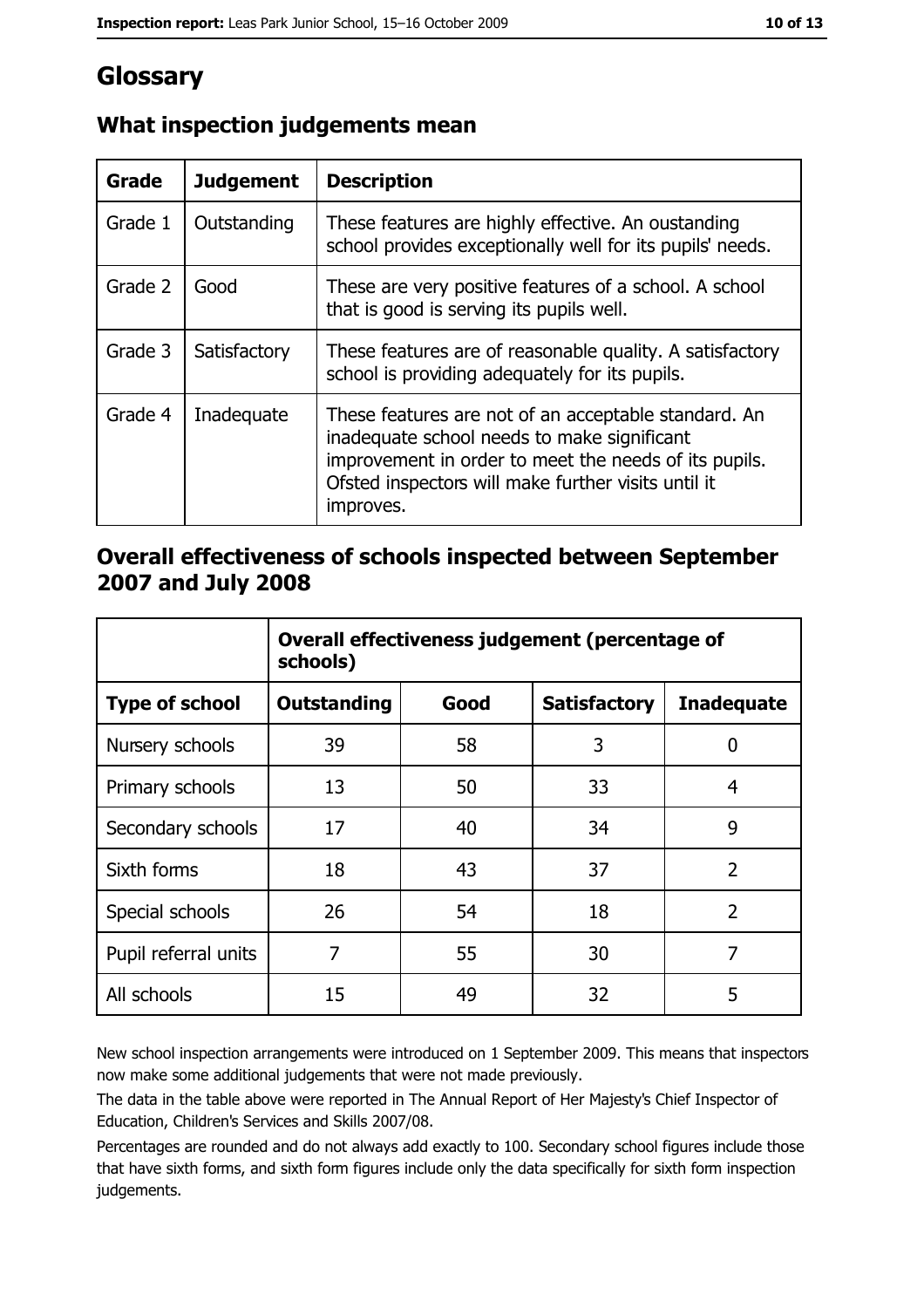# Glossary

## What inspection judgements mean

| Grade | Judgement | Description |
|---|---|---|
| Grade 1 | Outstanding | These features are highly effective. An oustanding school provides exceptionally well for its pupils' needs. |
| Grade 2 | Good | These are very positive features of a school. A school that is good is serving its pupils well. |
| Grade 3 | Satisfactory | These features are of reasonable quality. A satisfactory school is providing adequately for its pupils. |
| Grade 4 | Inadequate | These features are not of an acceptable standard. An inadequate school needs to make significant improvement in order to meet the needs of its pupils. Ofsted inspectors will make further visits until it improves. |

## Overall effectiveness of schools inspected between September 2007 and July 2008

| | Overall effectiveness judgement (percentage of schools) | | | |
|---|---|---|---|---|
| **Type of school** | **Outstanding** | **Good** | **Satisfactory** | **Inadequate** |
| Nursery schools | 39 | 58 | 3 | 0 |
| Primary schools | 13 | 50 | 33 | 4 |
| Secondary schools | 17 | 40 | 34 | 9 |
| Sixth forms | 18 | 43 | 37 | 2 |
| Special schools | 26 | 54 | 18 | 2 |
| Pupil referral units | 7 | 55 | 30 | 7 |
| All schools | 15 | 49 | 32 | 5 |

New school inspection arrangements were introduced on 1 September 2009. This means that inspectors now make some additional judgements that were not made previously.

The data in the table above were reported in The Annual Report of Her Majesty's Chief Inspector of Education, Children's Services and Skills 2007/08.

Percentages are rounded and do not always add exactly to 100. Secondary school figures include those that have sixth forms, and sixth form figures include only the data specifically for sixth form inspection judgements.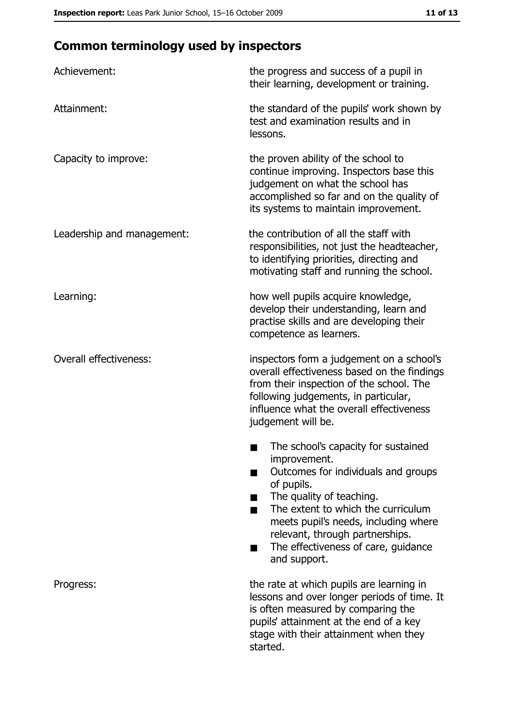## Common terminology used by inspectors

**Achievement:** the progress and success of a pupil in their learning, development or training.

**Attainment:** the standard of the pupils' work shown by test and examination results and in lessons.

**Capacity to improve:** the proven ability of the school to continue improving. Inspectors base this judgement on what the school has accomplished so far and on the quality of its systems to maintain improvement.

**Leadership and management:** the contribution of all the staff with responsibilities, not just the headteacher, to identifying priorities, directing and motivating staff and running the school.

**Learning:** how well pupils acquire knowledge, develop their understanding, learn and practise skills and are developing their competence as learners.

**Overall effectiveness:** inspectors form a judgement on a school's overall effectiveness based on the findings from their inspection of the school. The following judgements, in particular, influence what the overall effectiveness judgement will be.

- The school's capacity for sustained improvement.
- Outcomes for individuals and groups of pupils.
- The quality of teaching.
- The extent to which the curriculum meets pupil's needs, including where relevant, through partnerships.
- The effectiveness of care, guidance and support.

**Progress:** the rate at which pupils are learning in lessons and over longer periods of time. It is often measured by comparing the pupils' attainment at the end of a key stage with their attainment when they started.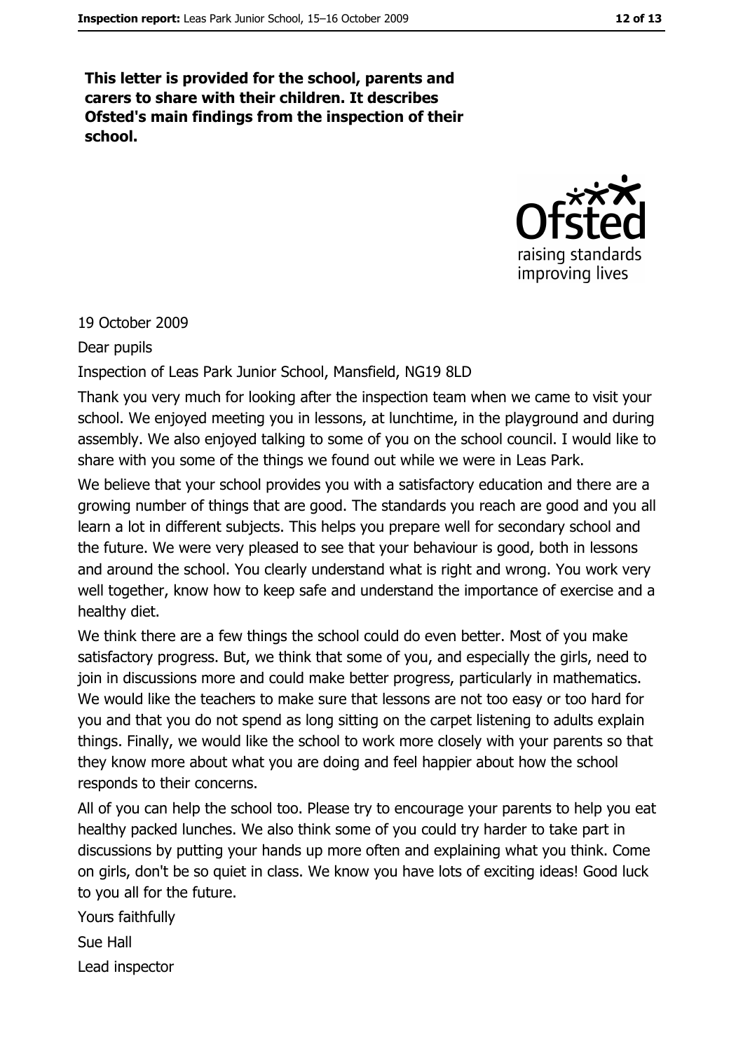**This letter is provided for the school, parents and carers to share with their children. It describes Ofsted's main findings from the inspection of their school.**

19 October 2009

Dear pupils

Inspection of Leas Park Junior School, Mansfield, NG19 8LD

Thank you very much for looking after the inspection team when we came to visit your school. We enjoyed meeting you in lessons, at lunchtime, in the playground and during assembly. We also enjoyed talking to some of you on the school council. I would like to share with you some of the things we found out while we were in Leas Park.

We believe that your school provides you with a satisfactory education and there are a growing number of things that are good. The standards you reach are good and you all learn a lot in different subjects. This helps you prepare well for secondary school and the future. We were very pleased to see that your behaviour is good, both in lessons and around the school. You clearly understand what is right and wrong. You work very well together, know how to keep safe and understand the importance of exercise and a healthy diet.

We think there are a few things the school could do even better. Most of you make satisfactory progress. But, we think that some of you, and especially the girls, need to join in discussions more and could make better progress, particularly in mathematics. We would like the teachers to make sure that lessons are not too easy or too hard for you and that you do not spend as long sitting on the carpet listening to adults explain things. Finally, we would like the school to work more closely with your parents so that they know more about what you are doing and feel happier about how the school responds to their concerns.

All of you can help the school too. Please try to encourage your parents to help you eat healthy packed lunches. We also think some of you could try harder to take part in discussions by putting your hands up more often and explaining what you think. Come on girls, don't be so quiet in class. We know you have lots of exciting ideas! Good luck to you all for the future.

Yours faithfully

Sue Hall

Lead inspector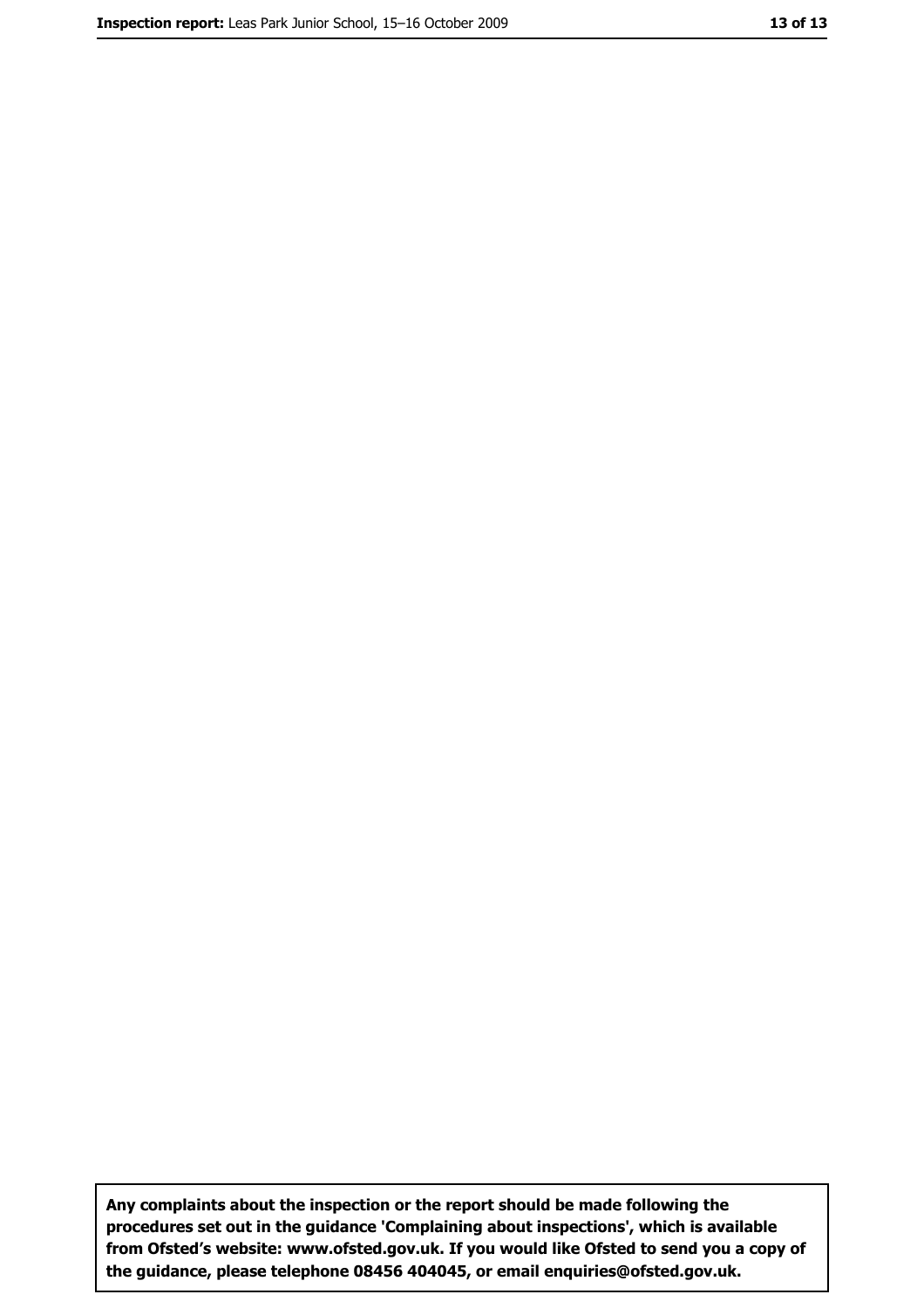**Any complaints about the inspection or the report should be made following the procedures set out in the guidance 'Complaining about inspections', which is available from Ofsted's website: www.ofsted.gov.uk. If you would like Ofsted to send you a copy of the guidance, please telephone 08456 404045, or email enquiries@ofsted.gov.uk.**